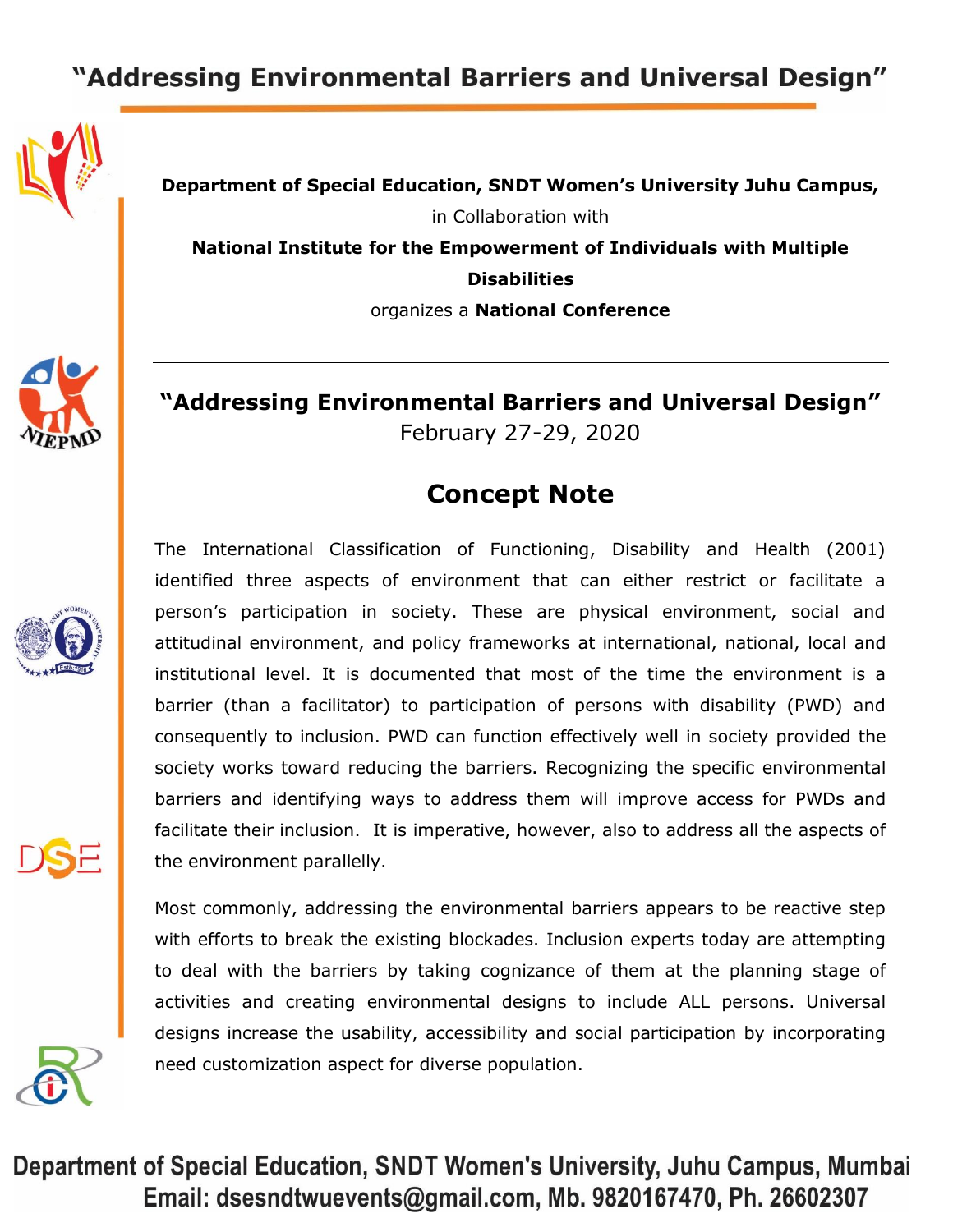# "Addressing Environmental Barriers and Universal Design"

**Department of Special Education, SNDT Women's University Juhu Campus,**

in Collaboration with

**National Institute for the Empowerment of Individuals with Multiple Disabilities**

organizes a **National Conference**

---

## "Addressing Environmental Barriers and Universal Design"

February 27-29, 2020

## Concept Note

The International Classification of Functioning, Disability and Health (2001) identified three aspects of environment that can either restrict or facilitate a person's participation in society. These are physical environment, social and attitudinal environment, and policy frameworks at international, national, local and institutional level. It is documented that most of the time the environment is a barrier (than a facilitator) to participation of persons with disability (PWD) and consequently to inclusion. PWD can function effectively well in society provided the society works toward reducing the barriers. Recognizing the specific environmental barriers and identifying ways to address them will improve access for PWDs and facilitate their inclusion. It is imperative, however, also to address all the aspects of the environment parallelly.

Most commonly, addressing the environmental barriers appears to be reactive step with efforts to break the existing blockades. Inclusion experts today are attempting to deal with the barriers by taking cognizance of them at the planning stage of activities and creating environmental designs to include ALL persons. Universal designs increase the usability, accessibility and social participation by incorporating need customization aspect for diverse population.

**Department of Special Education, SNDT Women's University, Juhu Campus, Mumbai**
**Email: dsesndtwuevents@gmail.com, Mb. 9820167470, Ph. 26602307**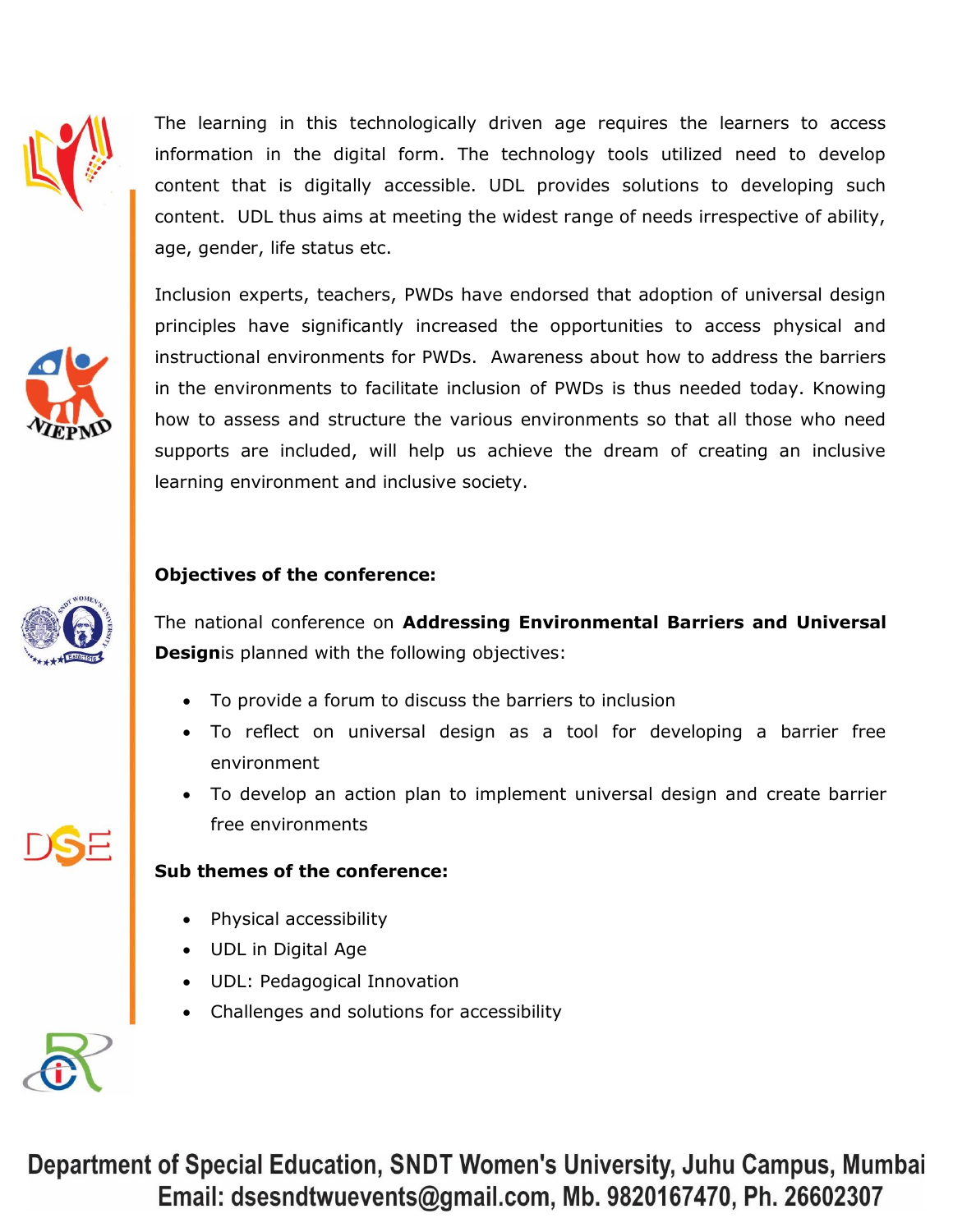The learning in this technologically driven age requires the learners to access information in the digital form. The technology tools utilized need to develop content that is digitally accessible. UDL provides solutions to developing such content. UDL thus aims at meeting the widest range of needs irrespective of ability, age, gender, life status etc.

Inclusion experts, teachers, PWDs have endorsed that adoption of universal design principles have significantly increased the opportunities to access physical and instructional environments for PWDs. Awareness about how to address the barriers in the environments to facilitate inclusion of PWDs is thus needed today. Knowing how to assess and structure the various environments so that all those who need supports are included, will help us achieve the dream of creating an inclusive learning environment and inclusive society.

**Objectives of the conference:**

The national conference on **Addressing Environmental Barriers and Universal Design**is planned with the following objectives:

- To provide a forum to discuss the barriers to inclusion
- To reflect on universal design as a tool for developing a barrier free environment
- To develop an action plan to implement universal design and create barrier free environments

**Sub themes of the conference:**

- Physical accessibility
- UDL in Digital Age
- UDL: Pedagogical Innovation
- Challenges and solutions for accessibility

**Department of Special Education, SNDT Women's University, Juhu Campus, Mumbai**
**Email: dsesndtwuevents@gmail.com, Mb. 9820167470, Ph. 26602307**